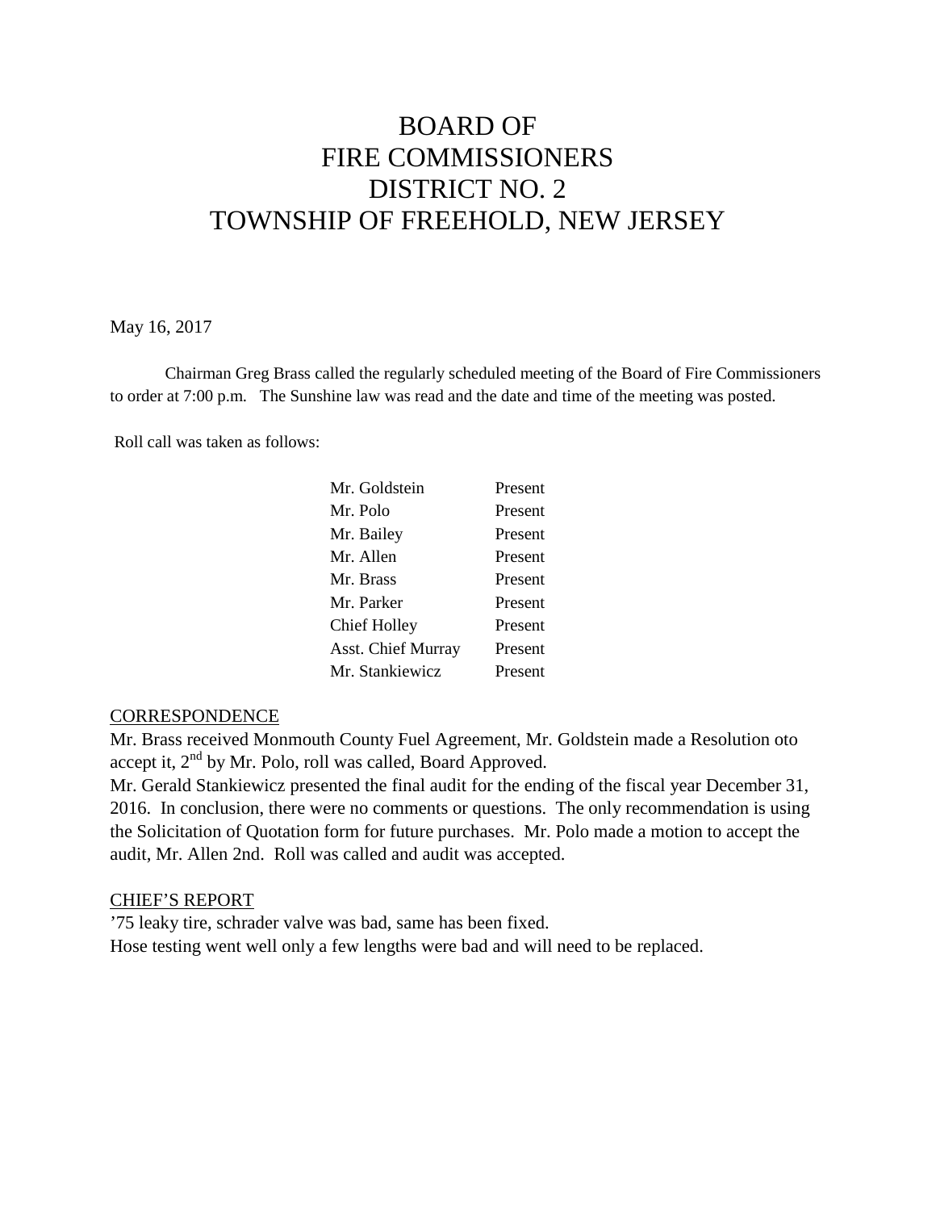# BOARD OF FIRE COMMISSIONERS DISTRICT NO. 2 TOWNSHIP OF FREEHOLD, NEW JERSEY

May 16, 2017

Chairman Greg Brass called the regularly scheduled meeting of the Board of Fire Commissioners to order at 7:00 p.m. The Sunshine law was read and the date and time of the meeting was posted.

Roll call was taken as follows:

| | |
|---|---|
| Mr. Goldstein | Present |
| Mr. Polo | Present |
| Mr. Bailey | Present |
| Mr. Allen | Present |
| Mr. Brass | Present |
| Mr. Parker | Present |
| Chief Holley | Present |
| Asst. Chief Murray | Present |
| Mr. Stankiewicz | Present |

## CORRESPONDENCE

Mr. Brass received Monmouth County Fuel Agreement, Mr. Goldstein made a Resolution oto accept it, 2nd by Mr. Polo, roll was called, Board Approved.

Mr. Gerald Stankiewicz presented the final audit for the ending of the fiscal year December 31, 2016. In conclusion, there were no comments or questions. The only recommendation is using the Solicitation of Quotation form for future purchases. Mr. Polo made a motion to accept the audit, Mr. Allen 2nd. Roll was called and audit was accepted.

## CHIEF'S REPORT

'75 leaky tire, schrader valve was bad, same has been fixed.

Hose testing went well only a few lengths were bad and will need to be replaced.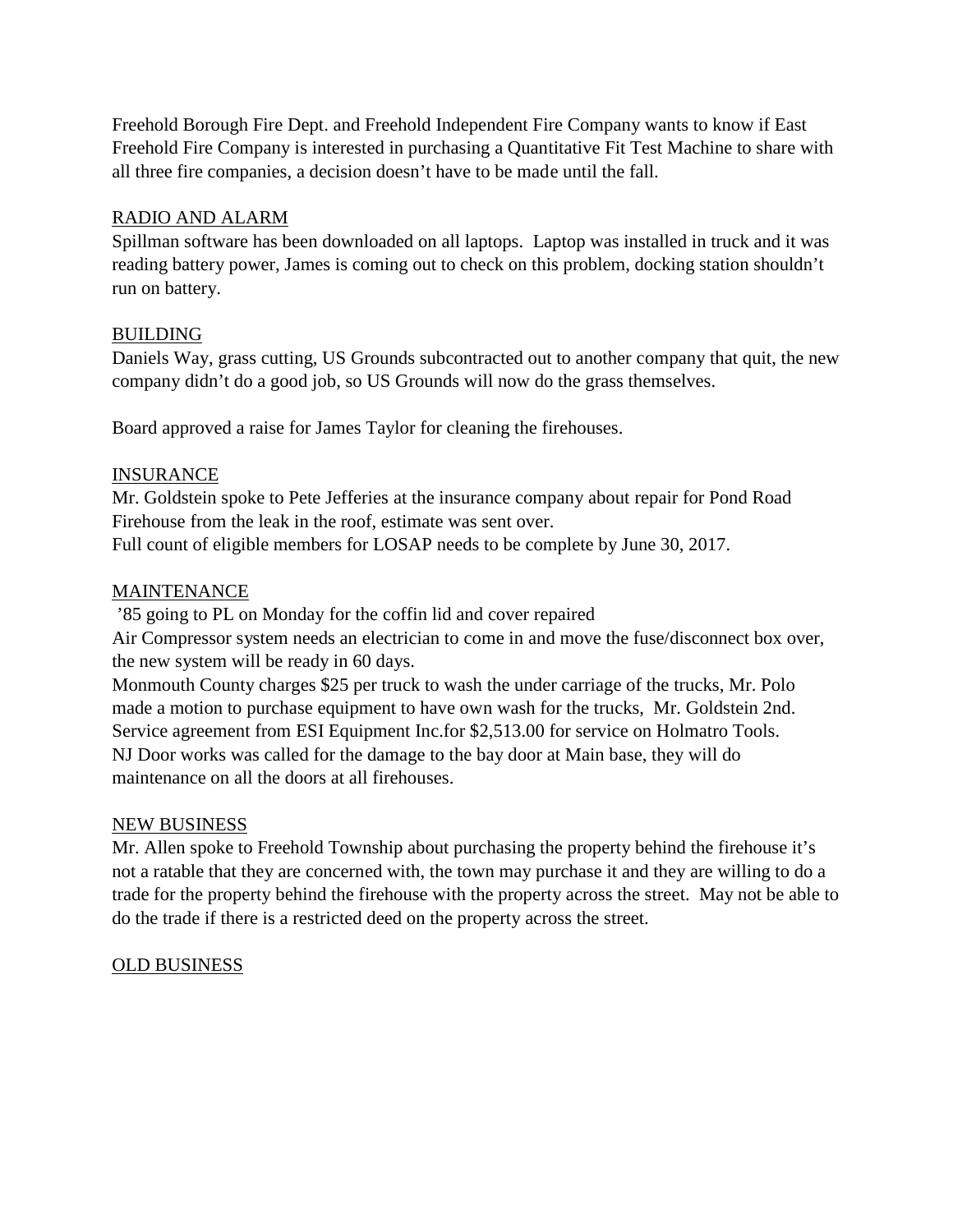Freehold Borough Fire Dept. and Freehold Independent Fire Company wants to know if East Freehold Fire Company is interested in purchasing a Quantitative Fit Test Machine to share with all three fire companies, a decision doesn't have to be made until the fall.

<u>RADIO AND ALARM</u>

Spillman software has been downloaded on all laptops. Laptop was installed in truck and it was reading battery power, James is coming out to check on this problem, docking station shouldn't run on battery.

<u>BUILDING</u>

Daniels Way, grass cutting, US Grounds subcontracted out to another company that quit, the new company didn't do a good job, so US Grounds will now do the grass themselves.

Board approved a raise for James Taylor for cleaning the firehouses.

<u>INSURANCE</u>

Mr. Goldstein spoke to Pete Jefferies at the insurance company about repair for Pond Road Firehouse from the leak in the roof, estimate was sent over.
Full count of eligible members for LOSAP needs to be complete by June 30, 2017.

<u>MAINTENANCE</u>

'85 going to PL on Monday for the coffin lid and cover repaired
Air Compressor system needs an electrician to come in and move the fuse/disconnect box over, the new system will be ready in 60 days.
Monmouth County charges $25 per truck to wash the under carriage of the trucks, Mr. Polo made a motion to purchase equipment to have own wash for the trucks, Mr. Goldstein 2nd.
Service agreement from ESI Equipment Inc.for $2,513.00 for service on Holmatro Tools.
NJ Door works was called for the damage to the bay door at Main base, they will do maintenance on all the doors at all firehouses.

<u>NEW BUSINESS</u>

Mr. Allen spoke to Freehold Township about purchasing the property behind the firehouse it's not a ratable that they are concerned with, the town may purchase it and they are willing to do a trade for the property behind the firehouse with the property across the street. May not be able to do the trade if there is a restricted deed on the property across the street.

<u>OLD BUSINESS</u>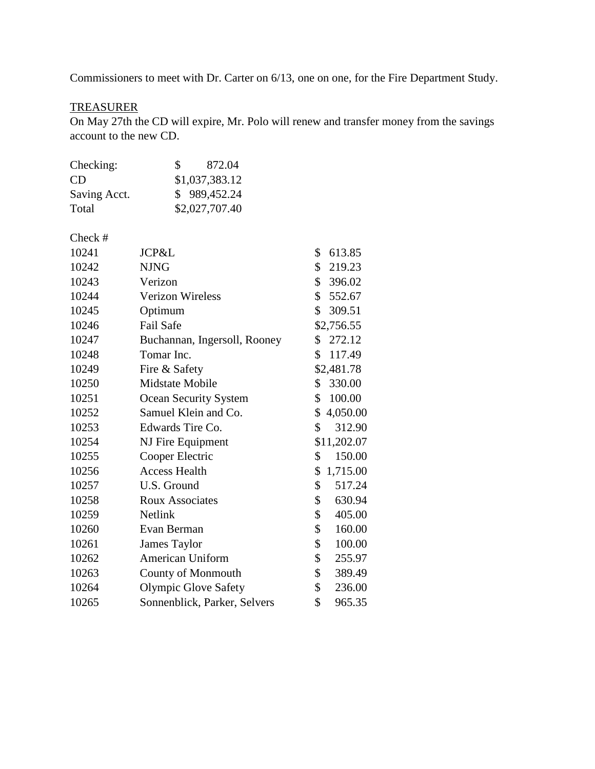Commissioners to meet with Dr. Carter on 6/13, one on one, for the Fire Department Study.

<u>TREASURER</u>

On May 27th the CD will expire, Mr. Polo will renew and transfer money from the savings account to the new CD.

| | |
|---|---|
| Checking: | $ 872.04 |
| CD | $1,037,383.12 |
| Saving Acct. | $ 989,452.24 |
| Total | $2,027,707.40 |

| Check # | | |
|---|---|---|
| 10241 | JCP&L | $ 613.85 |
| 10242 | NJNG | $ 219.23 |
| 10243 | Verizon | $ 396.02 |
| 10244 | Verizon Wireless | $ 552.67 |
| 10245 | Optimum | $ 309.51 |
| 10246 | Fail Safe | $2,756.55 |
| 10247 | Buchannan, Ingersoll, Rooney | $ 272.12 |
| 10248 | Tomar Inc. | $ 117.49 |
| 10249 | Fire & Safety | $2,481.78 |
| 10250 | Midstate Mobile | $ 330.00 |
| 10251 | Ocean Security System | $ 100.00 |
| 10252 | Samuel Klein and Co. | $ 4,050.00 |
| 10253 | Edwards Tire Co. | $ 312.90 |
| 10254 | NJ Fire Equipment | $11,202.07 |
| 10255 | Cooper Electric | $ 150.00 |
| 10256 | Access Health | $ 1,715.00 |
| 10257 | U.S. Ground | $ 517.24 |
| 10258 | Roux Associates | $ 630.94 |
| 10259 | Netlink | $ 405.00 |
| 10260 | Evan Berman | $ 160.00 |
| 10261 | James Taylor | $ 100.00 |
| 10262 | American Uniform | $ 255.97 |
| 10263 | County of Monmouth | $ 389.49 |
| 10264 | Olympic Glove Safety | $ 236.00 |
| 10265 | Sonnenblick, Parker, Selvers | $ 965.35 |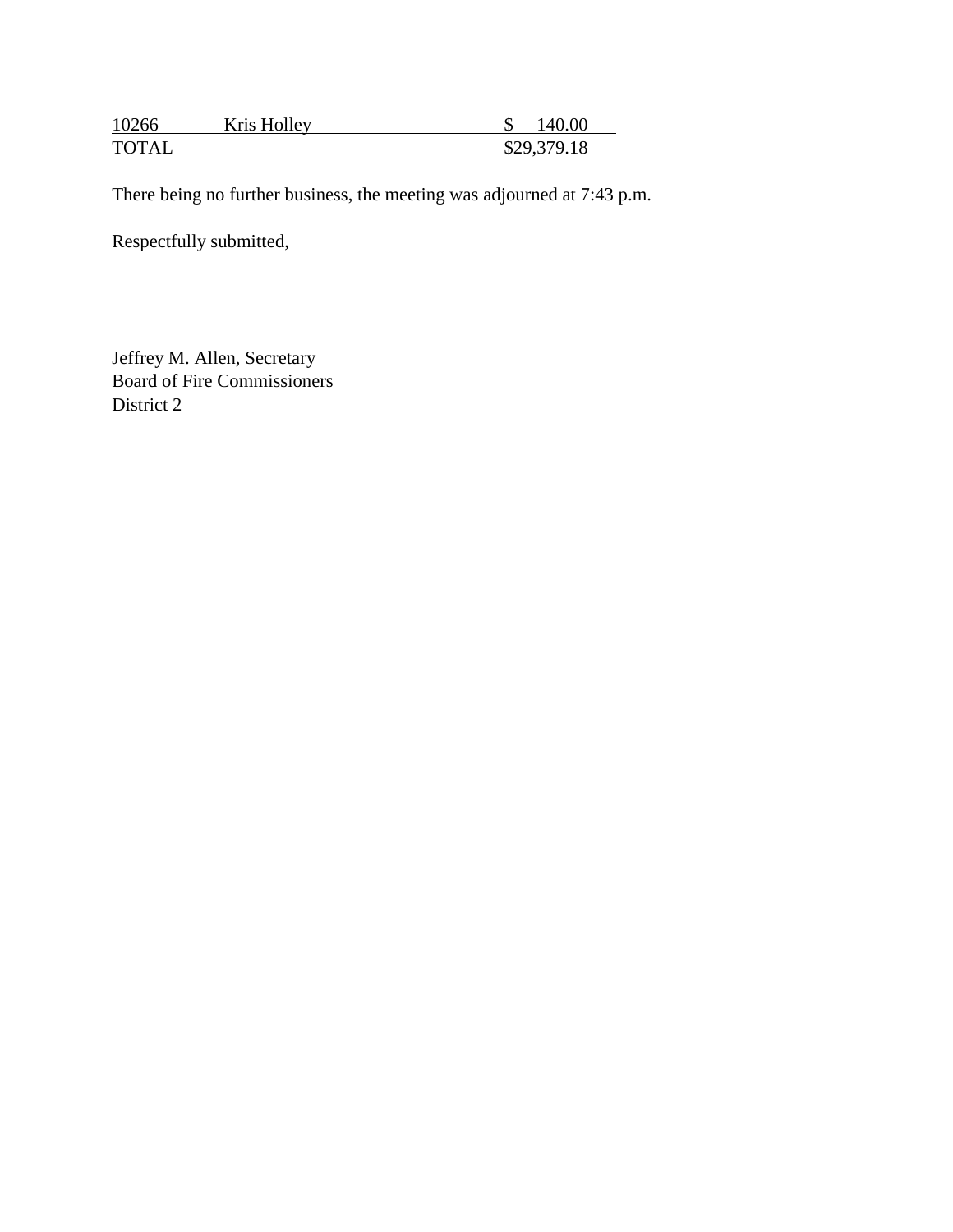| | | |
|---|---|---|
| 10266 | Kris Holley | $ 140.00 |
| TOTAL | | $29,379.18 |

There being no further business, the meeting was adjourned at 7:43 p.m.

Respectfully submitted,

Jeffrey M. Allen, Secretary
Board of Fire Commissioners
District 2